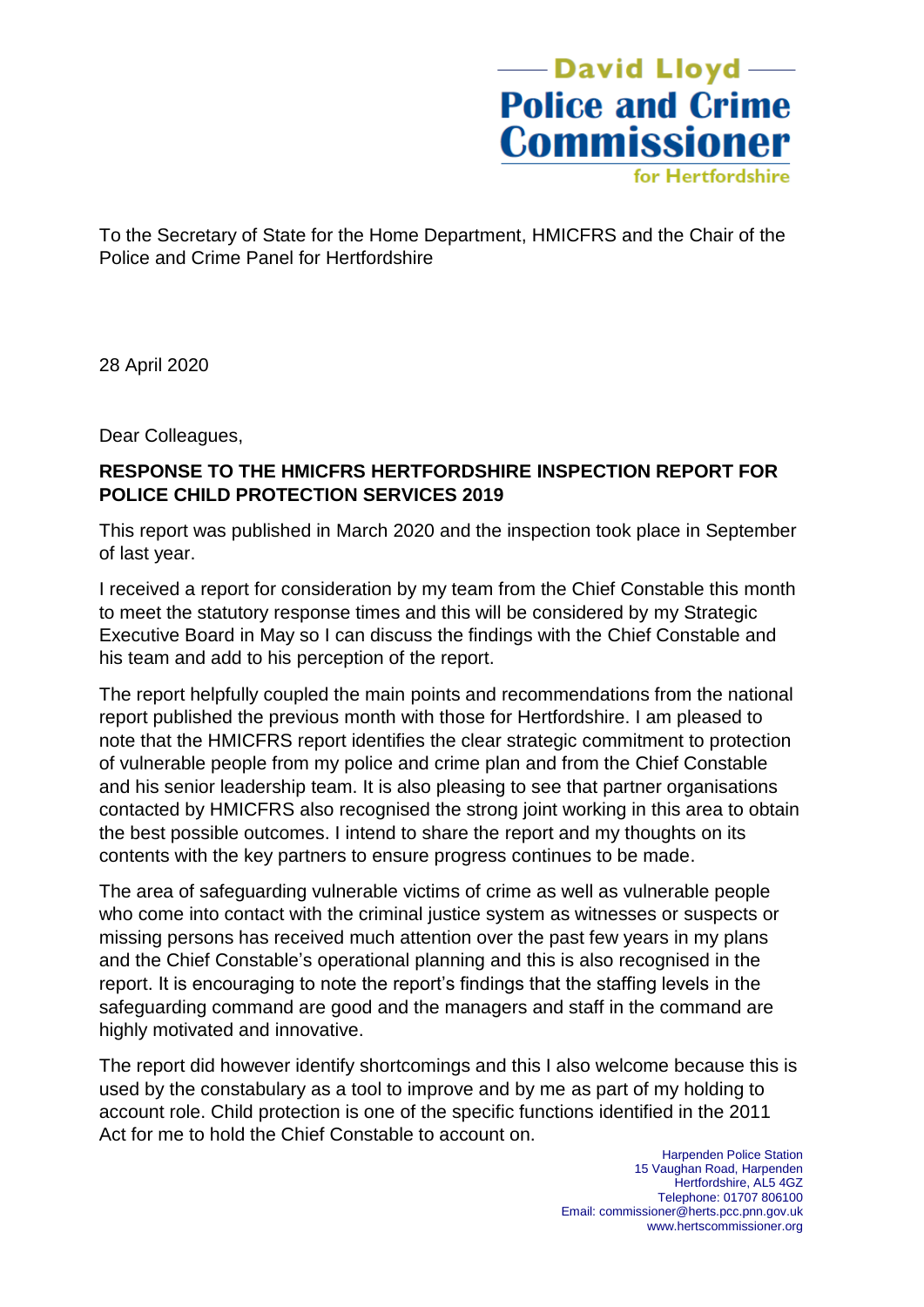David Lloyd
**Police and Crime Commissioner**
for Hertfordshire

To the Secretary of State for the Home Department, HMICFRS and the Chair of the Police and Crime Panel for Hertfordshire

28 April 2020

Dear Colleagues,

**RESPONSE TO THE HMICFRS HERTFORDSHIRE INSPECTION REPORT FOR POLICE CHILD PROTECTION SERVICES 2019**

This report was published in March 2020 and the inspection took place in September of last year.

I received a report for consideration by my team from the Chief Constable this month to meet the statutory response times and this will be considered by my Strategic Executive Board in May so I can discuss the findings with the Chief Constable and his team and add to his perception of the report.

The report helpfully coupled the main points and recommendations from the national report published the previous month with those for Hertfordshire. I am pleased to note that the HMICFRS report identifies the clear strategic commitment to protection of vulnerable people from my police and crime plan and from the Chief Constable and his senior leadership team. It is also pleasing to see that partner organisations contacted by HMICFRS also recognised the strong joint working in this area to obtain the best possible outcomes. I intend to share the report and my thoughts on its contents with the key partners to ensure progress continues to be made.

The area of safeguarding vulnerable victims of crime as well as vulnerable people who come into contact with the criminal justice system as witnesses or suspects or missing persons has received much attention over the past few years in my plans and the Chief Constable's operational planning and this is also recognised in the report. It is encouraging to note the report's findings that the staffing levels in the safeguarding command are good and the managers and staff in the command are highly motivated and innovative.

The report did however identify shortcomings and this I also welcome because this is used by the constabulary as a tool to improve and by me as part of my holding to account role. Child protection is one of the specific functions identified in the 2011 Act for me to hold the Chief Constable to account on.

Harpenden Police Station
15 Vaughan Road, Harpenden
Hertfordshire, AL5 4GZ
Telephone: 01707 806100
Email: commissioner@herts.pcc.pnn.gov.uk
www.hertscommissioner.org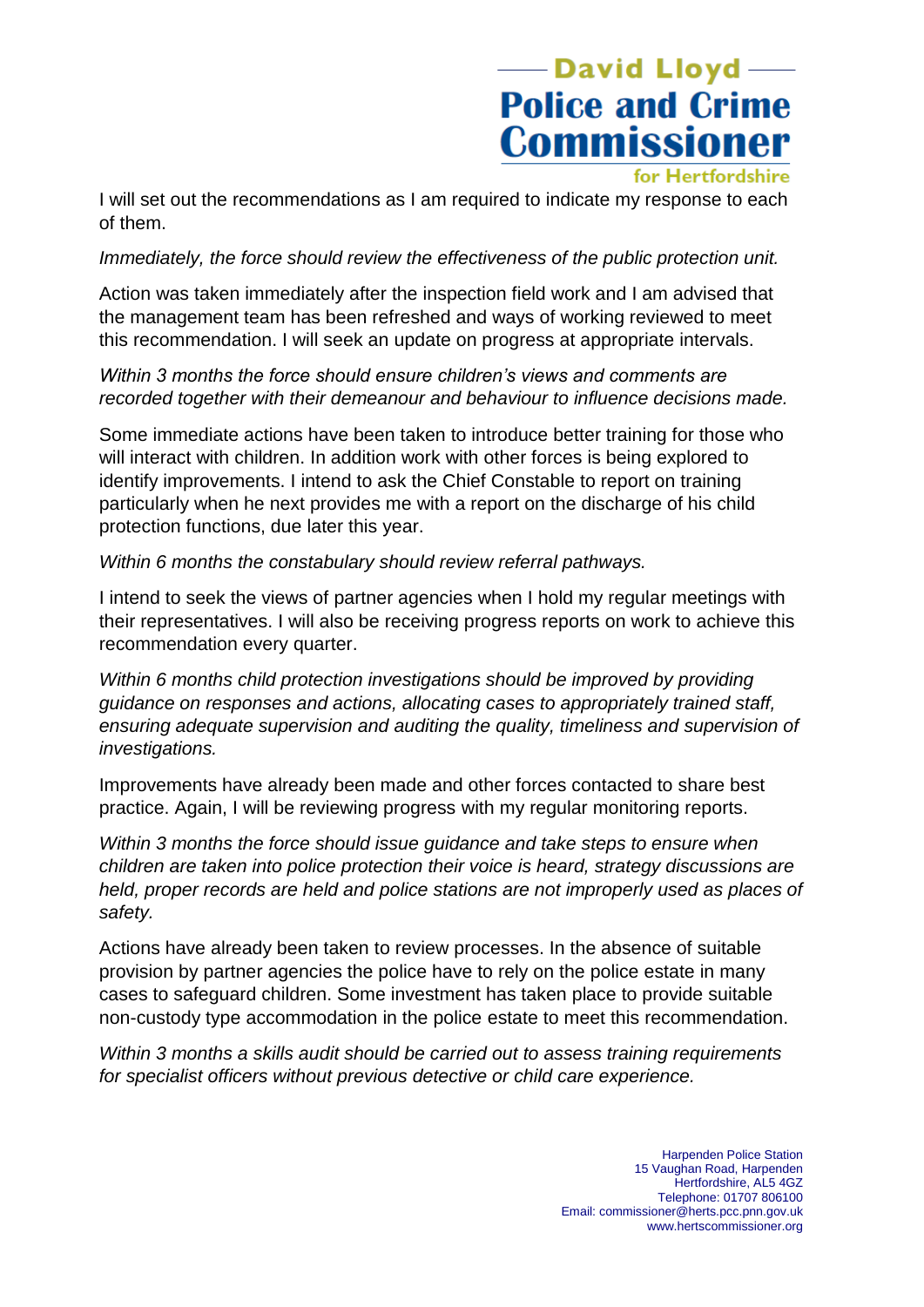I will set out the recommendations as I am required to indicate my response to each of them.

*Immediately, the force should review the effectiveness of the public protection unit.*

Action was taken immediately after the inspection field work and I am advised that the management team has been refreshed and ways of working reviewed to meet this recommendation. I will seek an update on progress at appropriate intervals.

*Within 3 months the force should ensure children's views and comments are recorded together with their demeanour and behaviour to influence decisions made.*

Some immediate actions have been taken to introduce better training for those who will interact with children. In addition work with other forces is being explored to identify improvements. I intend to ask the Chief Constable to report on training particularly when he next provides me with a report on the discharge of his child protection functions, due later this year.

*Within 6 months the constabulary should review referral pathways.*

I intend to seek the views of partner agencies when I hold my regular meetings with their representatives. I will also be receiving progress reports on work to achieve this recommendation every quarter.

*Within 6 months child protection investigations should be improved by providing guidance on responses and actions, allocating cases to appropriately trained staff, ensuring adequate supervision and auditing the quality, timeliness and supervision of investigations.*

Improvements have already been made and other forces contacted to share best practice. Again, I will be reviewing progress with my regular monitoring reports.

*Within 3 months the force should issue guidance and take steps to ensure when children are taken into police protection their voice is heard, strategy discussions are held, proper records are held and police stations are not improperly used as places of safety.*

Actions have already been taken to review processes. In the absence of suitable provision by partner agencies the police have to rely on the police estate in many cases to safeguard children. Some investment has taken place to provide suitable non-custody type accommodation in the police estate to meet this recommendation.

*Within 3 months a skills audit should be carried out to assess training requirements for specialist officers without previous detective or child care experience.*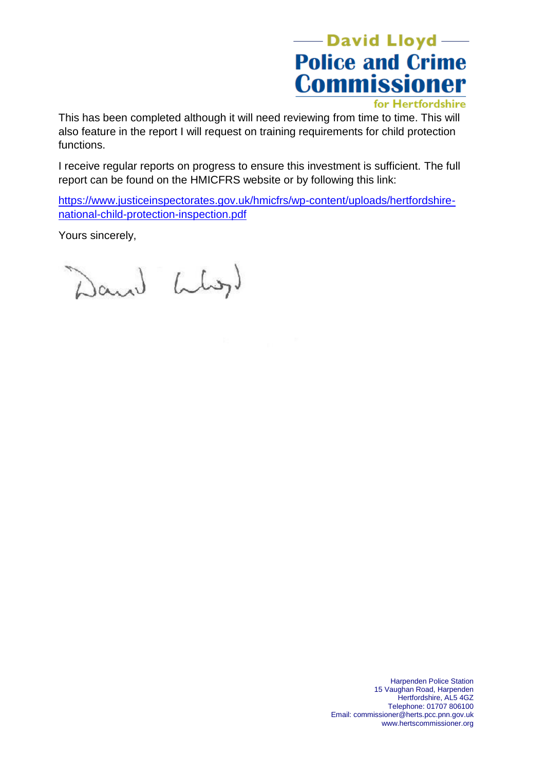This has been completed although it will need reviewing from time to time. This will also feature in the report I will request on training requirements for child protection functions.

I receive regular reports on progress to ensure this investment is sufficient. The full report can be found on the HMICFRS website or by following this link:

https://www.justiceinspectorates.gov.uk/hmicfrs/wp-content/uploads/hertfordshire-national-child-protection-inspection.pdf

Yours sincerely,

Harpenden Police Station
15 Vaughan Road, Harpenden
Hertfordshire, AL5 4GZ
Telephone: 01707 806100
Email: commissioner@herts.pcc.pnn.gov.uk
www.hertscommissioner.org